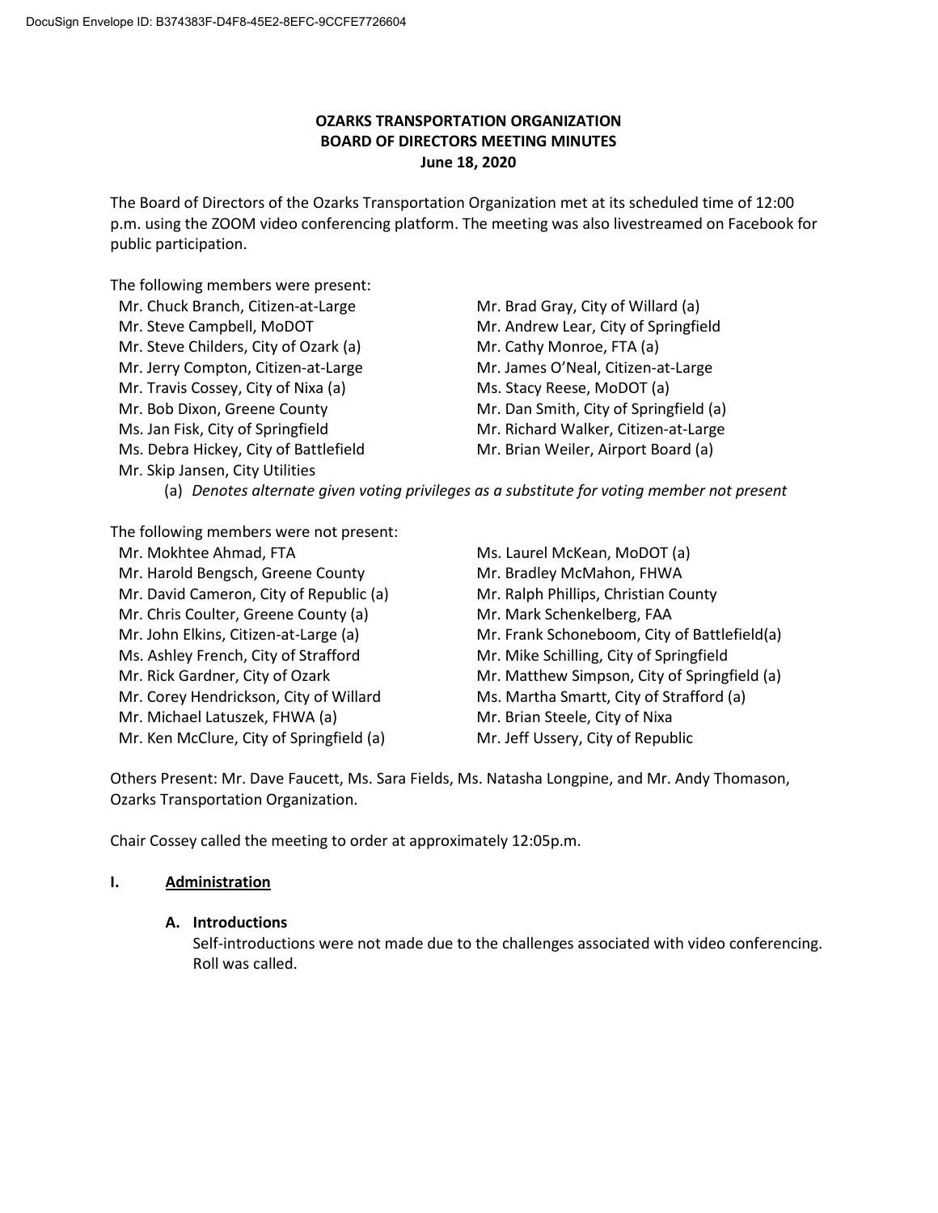# OZARKS TRANSPORTATION ORGANIZATION
## BOARD OF DIRECTORS MEETING MINUTES
### June 18, 2020

The Board of Directors of the Ozarks Transportation Organization met at its scheduled time of 12:00 p.m. using the ZOOM video conferencing platform. The meeting was also livestreamed on Facebook for public participation.

The following members were present:

- Mr. Chuck Branch, Citizen-at-Large
- Mr. Steve Campbell, MoDOT
- Mr. Steve Childers, City of Ozark (a)
- Mr. Jerry Compton, Citizen-at-Large
- Mr. Travis Cossey, City of Nixa (a)
- Mr. Bob Dixon, Greene County
- Ms. Jan Fisk, City of Springfield
- Ms. Debra Hickey, City of Battlefield
- Mr. Skip Jansen, City Utilities
- Mr. Brad Gray, City of Willard (a)
- Mr. Andrew Lear, City of Springfield
- Mr. Cathy Monroe, FTA (a)
- Mr. James O'Neal, Citizen-at-Large
- Ms. Stacy Reese, MoDOT (a)
- Mr. Dan Smith, City of Springfield (a)
- Mr. Richard Walker, Citizen-at-Large
- Mr. Brian Weiler, Airport Board (a)

(a) *Denotes alternate given voting privileges as a substitute for voting member not present*

The following members were not present:

- Mr. Mokhtee Ahmad, FTA
- Mr. Harold Bengsch, Greene County
- Mr. David Cameron, City of Republic (a)
- Mr. Chris Coulter, Greene County (a)
- Mr. John Elkins, Citizen-at-Large (a)
- Ms. Ashley French, City of Strafford
- Mr. Rick Gardner, City of Ozark
- Mr. Corey Hendrickson, City of Willard
- Mr. Michael Latuszek, FHWA (a)
- Mr. Ken McClure, City of Springfield (a)
- Ms. Laurel McKean, MoDOT (a)
- Mr. Bradley McMahon, FHWA
- Mr. Ralph Phillips, Christian County
- Mr. Mark Schenkelberg, FAA
- Mr. Frank Schoneboom, City of Battlefield(a)
- Mr. Mike Schilling, City of Springfield
- Mr. Matthew Simpson, City of Springfield (a)
- Ms. Martha Smartt, City of Strafford (a)
- Mr. Brian Steele, City of Nixa
- Mr. Jeff Ussery, City of Republic

Others Present: Mr. Dave Faucett, Ms. Sara Fields, Ms. Natasha Longpine, and Mr. Andy Thomason, Ozarks Transportation Organization.

Chair Cossey called the meeting to order at approximately 12:05p.m.

## I. Administration

### A. Introductions

Self-introductions were not made due to the challenges associated with video conferencing. Roll was called.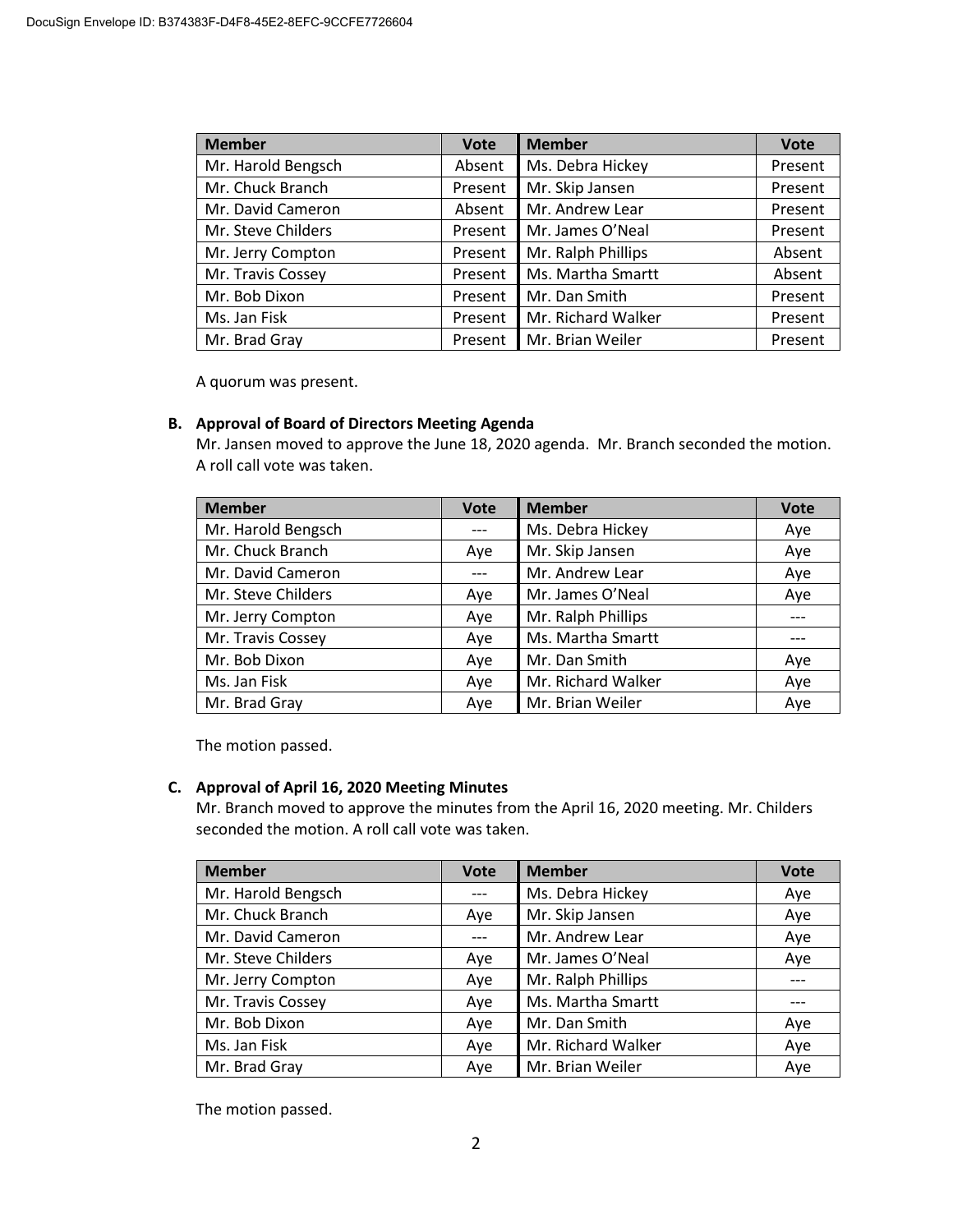| Member | Vote | Member | Vote |
|---|---|---|---|
| Mr. Harold Bengsch | Absent | Ms. Debra Hickey | Present |
| Mr. Chuck Branch | Present | Mr. Skip Jansen | Present |
| Mr. David Cameron | Absent | Mr. Andrew Lear | Present |
| Mr. Steve Childers | Present | Mr. James O'Neal | Present |
| Mr. Jerry Compton | Present | Mr. Ralph Phillips | Absent |
| Mr. Travis Cossey | Present | Ms. Martha Smartt | Absent |
| Mr. Bob Dixon | Present | Mr. Dan Smith | Present |
| Ms. Jan Fisk | Present | Mr. Richard Walker | Present |
| Mr. Brad Gray | Present | Mr. Brian Weiler | Present |

A quorum was present.

**B. Approval of Board of Directors Meeting Agenda**

Mr. Jansen moved to approve the June 18, 2020 agenda. Mr. Branch seconded the motion. A roll call vote was taken.

| Member | Vote | Member | Vote |
|---|---|---|---|
| Mr. Harold Bengsch | --- | Ms. Debra Hickey | Aye |
| Mr. Chuck Branch | Aye | Mr. Skip Jansen | Aye |
| Mr. David Cameron | --- | Mr. Andrew Lear | Aye |
| Mr. Steve Childers | Aye | Mr. James O'Neal | Aye |
| Mr. Jerry Compton | Aye | Mr. Ralph Phillips | --- |
| Mr. Travis Cossey | Aye | Ms. Martha Smartt | --- |
| Mr. Bob Dixon | Aye | Mr. Dan Smith | Aye |
| Ms. Jan Fisk | Aye | Mr. Richard Walker | Aye |
| Mr. Brad Gray | Aye | Mr. Brian Weiler | Aye |

The motion passed.

**C. Approval of April 16, 2020 Meeting Minutes**

Mr. Branch moved to approve the minutes from the April 16, 2020 meeting. Mr. Childers seconded the motion. A roll call vote was taken.

| Member | Vote | Member | Vote |
|---|---|---|---|
| Mr. Harold Bengsch | --- | Ms. Debra Hickey | Aye |
| Mr. Chuck Branch | Aye | Mr. Skip Jansen | Aye |
| Mr. David Cameron | --- | Mr. Andrew Lear | Aye |
| Mr. Steve Childers | Aye | Mr. James O'Neal | Aye |
| Mr. Jerry Compton | Aye | Mr. Ralph Phillips | --- |
| Mr. Travis Cossey | Aye | Ms. Martha Smartt | --- |
| Mr. Bob Dixon | Aye | Mr. Dan Smith | Aye |
| Ms. Jan Fisk | Aye | Mr. Richard Walker | Aye |
| Mr. Brad Gray | Aye | Mr. Brian Weiler | Aye |

The motion passed.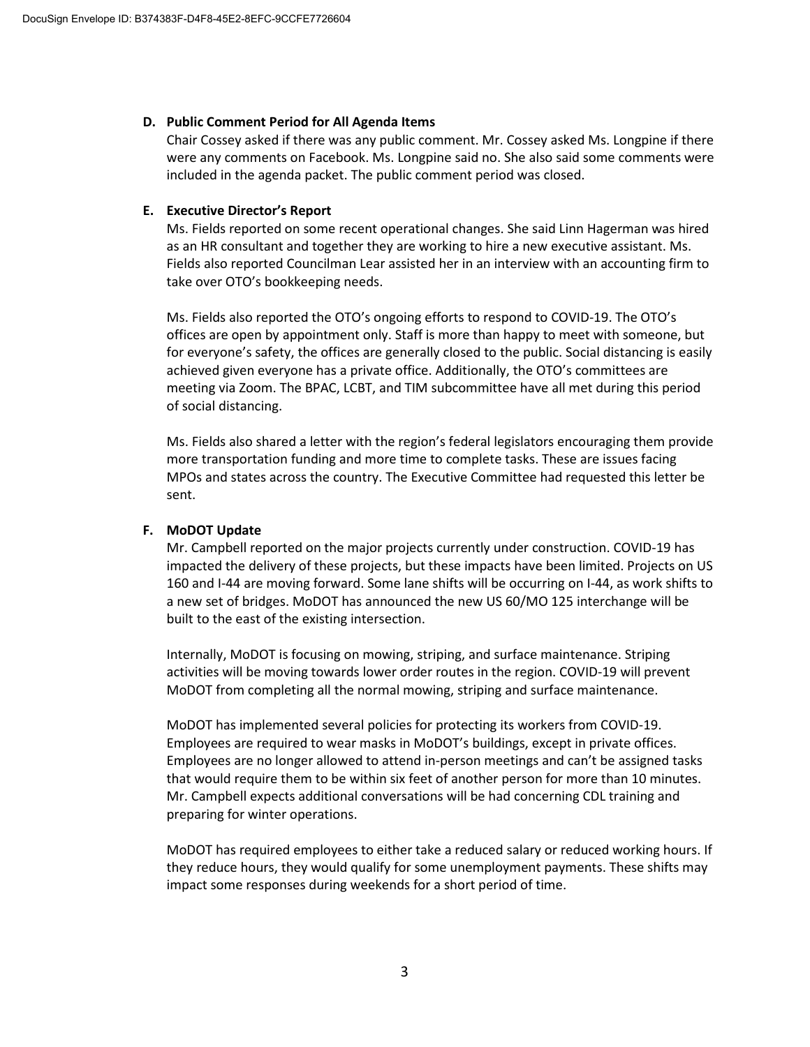**D. Public Comment Period for All Agenda Items**

Chair Cossey asked if there was any public comment. Mr. Cossey asked Ms. Longpine if there were any comments on Facebook. Ms. Longpine said no. She also said some comments were included in the agenda packet. The public comment period was closed.

**E. Executive Director's Report**

Ms. Fields reported on some recent operational changes. She said Linn Hagerman was hired as an HR consultant and together they are working to hire a new executive assistant. Ms. Fields also reported Councilman Lear assisted her in an interview with an accounting firm to take over OTO's bookkeeping needs.

Ms. Fields also reported the OTO's ongoing efforts to respond to COVID-19. The OTO's offices are open by appointment only. Staff is more than happy to meet with someone, but for everyone's safety, the offices are generally closed to the public. Social distancing is easily achieved given everyone has a private office. Additionally, the OTO's committees are meeting via Zoom. The BPAC, LCBT, and TIM subcommittee have all met during this period of social distancing.

Ms. Fields also shared a letter with the region's federal legislators encouraging them provide more transportation funding and more time to complete tasks. These are issues facing MPOs and states across the country. The Executive Committee had requested this letter be sent.

**F. MoDOT Update**

Mr. Campbell reported on the major projects currently under construction. COVID-19 has impacted the delivery of these projects, but these impacts have been limited. Projects on US 160 and I-44 are moving forward. Some lane shifts will be occurring on I-44, as work shifts to a new set of bridges. MoDOT has announced the new US 60/MO 125 interchange will be built to the east of the existing intersection.

Internally, MoDOT is focusing on mowing, striping, and surface maintenance. Striping activities will be moving towards lower order routes in the region. COVID-19 will prevent MoDOT from completing all the normal mowing, striping and surface maintenance.

MoDOT has implemented several policies for protecting its workers from COVID-19. Employees are required to wear masks in MoDOT's buildings, except in private offices. Employees are no longer allowed to attend in-person meetings and can't be assigned tasks that would require them to be within six feet of another person for more than 10 minutes. Mr. Campbell expects additional conversations will be had concerning CDL training and preparing for winter operations.

MoDOT has required employees to either take a reduced salary or reduced working hours. If they reduce hours, they would qualify for some unemployment payments. These shifts may impact some responses during weekends for a short period of time.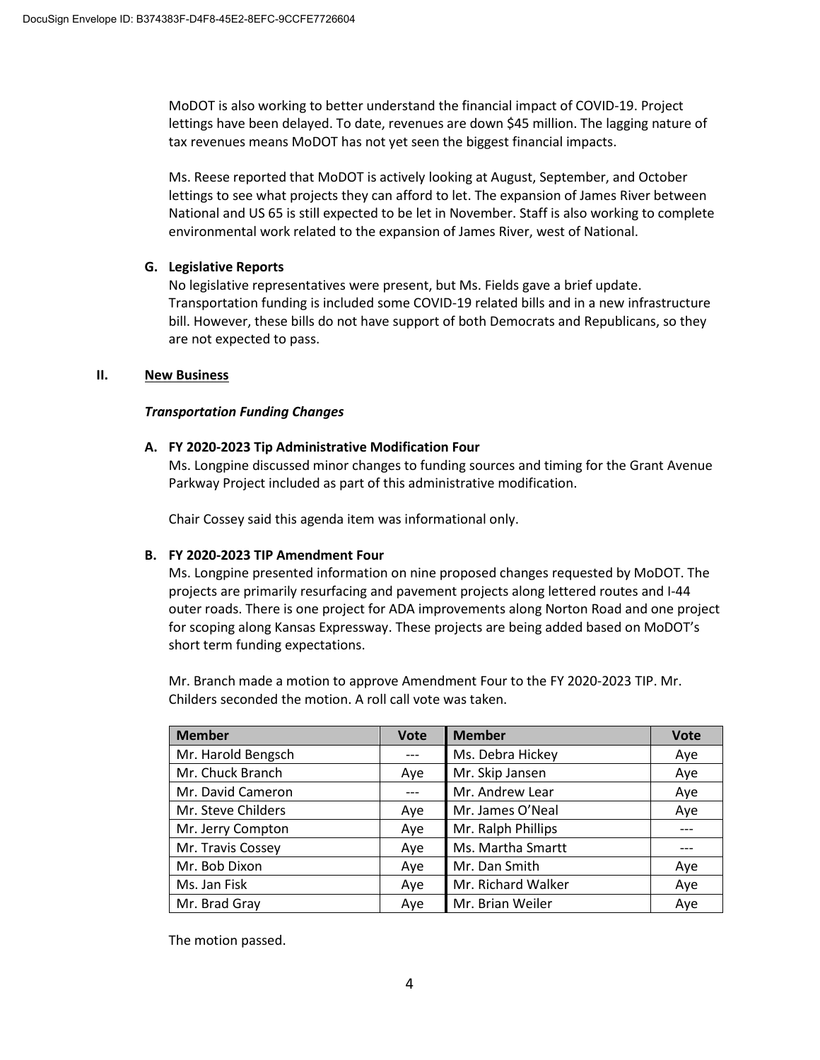MoDOT is also working to better understand the financial impact of COVID-19. Project lettings have been delayed. To date, revenues are down $45 million. The lagging nature of tax revenues means MoDOT has not yet seen the biggest financial impacts.

Ms. Reese reported that MoDOT is actively looking at August, September, and October lettings to see what projects they can afford to let. The expansion of James River between National and US 65 is still expected to be let in November. Staff is also working to complete environmental work related to the expansion of James River, west of National.

### G. Legislative Reports

No legislative representatives were present, but Ms. Fields gave a brief update. Transportation funding is included some COVID-19 related bills and in a new infrastructure bill. However, these bills do not have support of both Democrats and Republicans, so they are not expected to pass.

## II. New Business

***Transportation Funding Changes***

### A. FY 2020-2023 Tip Administrative Modification Four

Ms. Longpine discussed minor changes to funding sources and timing for the Grant Avenue Parkway Project included as part of this administrative modification.

Chair Cossey said this agenda item was informational only.

### B. FY 2020-2023 TIP Amendment Four

Ms. Longpine presented information on nine proposed changes requested by MoDOT. The projects are primarily resurfacing and pavement projects along lettered routes and I-44 outer roads. There is one project for ADA improvements along Norton Road and one project for scoping along Kansas Expressway. These projects are being added based on MoDOT's short term funding expectations.

Mr. Branch made a motion to approve Amendment Four to the FY 2020-2023 TIP. Mr. Childers seconded the motion. A roll call vote was taken.

| Member | Vote | Member | Vote |
|---|---|---|---|
| Mr. Harold Bengsch | --- | Ms. Debra Hickey | Aye |
| Mr. Chuck Branch | Aye | Mr. Skip Jansen | Aye |
| Mr. David Cameron | --- | Mr. Andrew Lear | Aye |
| Mr. Steve Childers | Aye | Mr. James O'Neal | Aye |
| Mr. Jerry Compton | Aye | Mr. Ralph Phillips | --- |
| Mr. Travis Cossey | Aye | Ms. Martha Smartt | --- |
| Mr. Bob Dixon | Aye | Mr. Dan Smith | Aye |
| Ms. Jan Fisk | Aye | Mr. Richard Walker | Aye |
| Mr. Brad Gray | Aye | Mr. Brian Weiler | Aye |

The motion passed.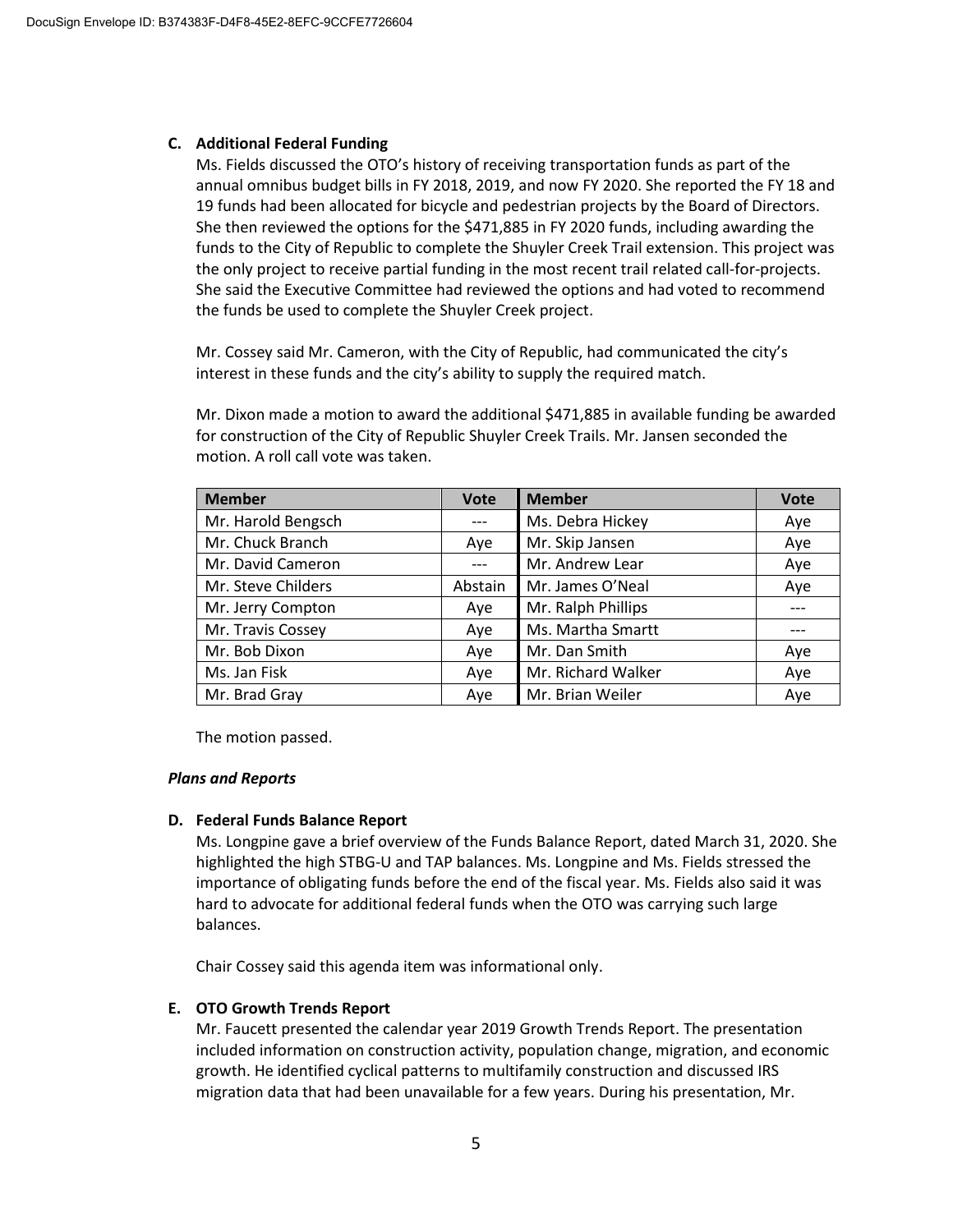**C. Additional Federal Funding**

Ms. Fields discussed the OTO's history of receiving transportation funds as part of the annual omnibus budget bills in FY 2018, 2019, and now FY 2020. She reported the FY 18 and 19 funds had been allocated for bicycle and pedestrian projects by the Board of Directors. She then reviewed the options for the $471,885 in FY 2020 funds, including awarding the funds to the City of Republic to complete the Shuyler Creek Trail extension. This project was the only project to receive partial funding in the most recent trail related call-for-projects. She said the Executive Committee had reviewed the options and had voted to recommend the funds be used to complete the Shuyler Creek project.

Mr. Cossey said Mr. Cameron, with the City of Republic, had communicated the city's interest in these funds and the city's ability to supply the required match.

Mr. Dixon made a motion to award the additional $471,885 in available funding be awarded for construction of the City of Republic Shuyler Creek Trails. Mr. Jansen seconded the motion. A roll call vote was taken.

| Member | Vote | Member | Vote |
|---|---|---|---|
| Mr. Harold Bengsch | --- | Ms. Debra Hickey | Aye |
| Mr. Chuck Branch | Aye | Mr. Skip Jansen | Aye |
| Mr. David Cameron | --- | Mr. Andrew Lear | Aye |
| Mr. Steve Childers | Abstain | Mr. James O'Neal | Aye |
| Mr. Jerry Compton | Aye | Mr. Ralph Phillips | --- |
| Mr. Travis Cossey | Aye | Ms. Martha Smartt | --- |
| Mr. Bob Dixon | Aye | Mr. Dan Smith | Aye |
| Ms. Jan Fisk | Aye | Mr. Richard Walker | Aye |
| Mr. Brad Gray | Aye | Mr. Brian Weiler | Aye |

The motion passed.

***Plans and Reports***

**D. Federal Funds Balance Report**

Ms. Longpine gave a brief overview of the Funds Balance Report, dated March 31, 2020. She highlighted the high STBG-U and TAP balances. Ms. Longpine and Ms. Fields stressed the importance of obligating funds before the end of the fiscal year. Ms. Fields also said it was hard to advocate for additional federal funds when the OTO was carrying such large balances.

Chair Cossey said this agenda item was informational only.

**E. OTO Growth Trends Report**

Mr. Faucett presented the calendar year 2019 Growth Trends Report. The presentation included information on construction activity, population change, migration, and economic growth. He identified cyclical patterns to multifamily construction and discussed IRS migration data that had been unavailable for a few years. During his presentation, Mr.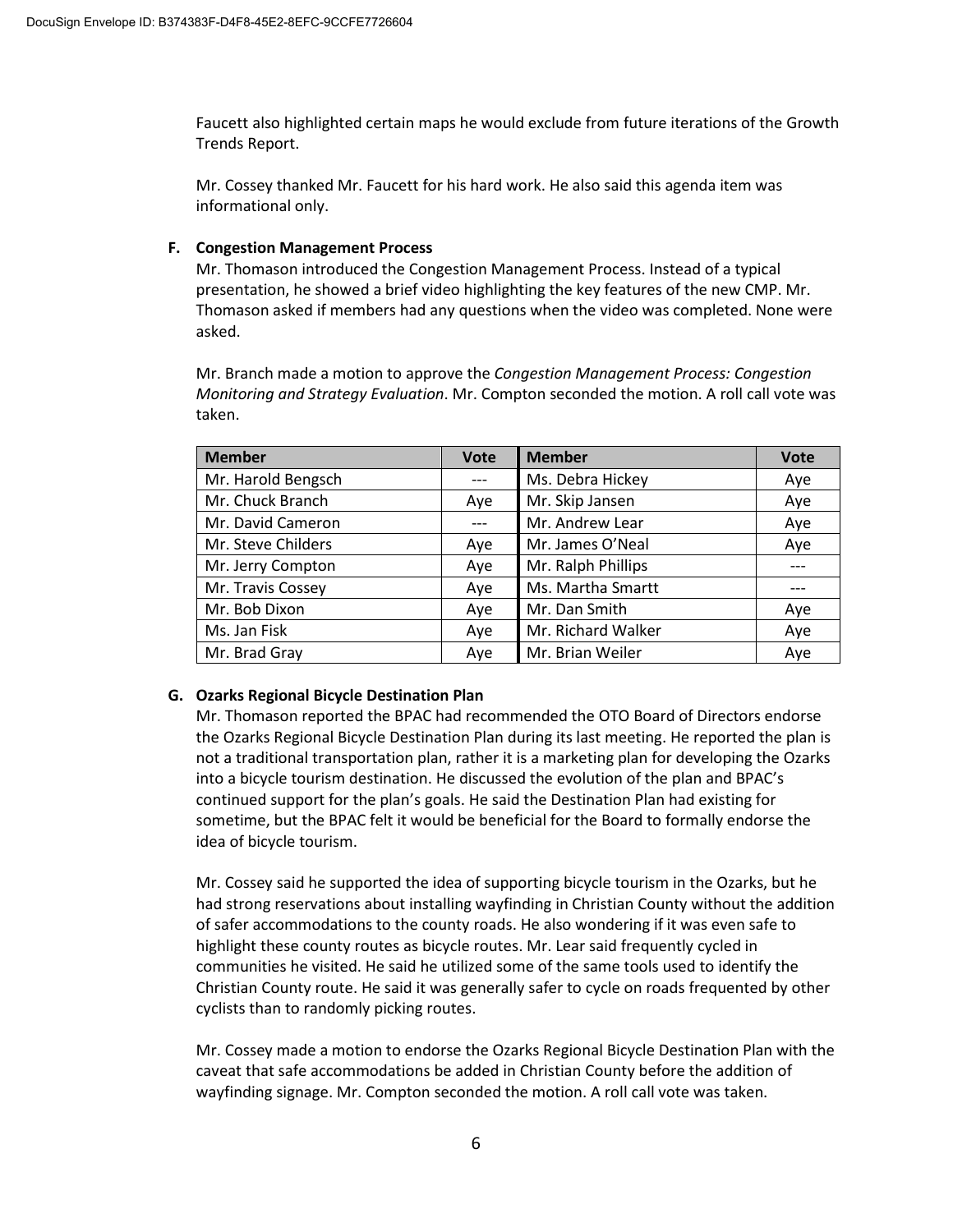Faucett also highlighted certain maps he would exclude from future iterations of the Growth Trends Report.

Mr. Cossey thanked Mr. Faucett for his hard work. He also said this agenda item was informational only.

**F. Congestion Management Process**

Mr. Thomason introduced the Congestion Management Process. Instead of a typical presentation, he showed a brief video highlighting the key features of the new CMP. Mr. Thomason asked if members had any questions when the video was completed. None were asked.

Mr. Branch made a motion to approve the *Congestion Management Process: Congestion Monitoring and Strategy Evaluation*. Mr. Compton seconded the motion. A roll call vote was taken.

| Member | Vote | Member | Vote |
|---|---|---|---|
| Mr. Harold Bengsch | --- | Ms. Debra Hickey | Aye |
| Mr. Chuck Branch | Aye | Mr. Skip Jansen | Aye |
| Mr. David Cameron | --- | Mr. Andrew Lear | Aye |
| Mr. Steve Childers | Aye | Mr. James O'Neal | Aye |
| Mr. Jerry Compton | Aye | Mr. Ralph Phillips | --- |
| Mr. Travis Cossey | Aye | Ms. Martha Smartt | --- |
| Mr. Bob Dixon | Aye | Mr. Dan Smith | Aye |
| Ms. Jan Fisk | Aye | Mr. Richard Walker | Aye |
| Mr. Brad Gray | Aye | Mr. Brian Weiler | Aye |

**G. Ozarks Regional Bicycle Destination Plan**

Mr. Thomason reported the BPAC had recommended the OTO Board of Directors endorse the Ozarks Regional Bicycle Destination Plan during its last meeting. He reported the plan is not a traditional transportation plan, rather it is a marketing plan for developing the Ozarks into a bicycle tourism destination. He discussed the evolution of the plan and BPAC's continued support for the plan's goals. He said the Destination Plan had existing for sometime, but the BPAC felt it would be beneficial for the Board to formally endorse the idea of bicycle tourism.

Mr. Cossey said he supported the idea of supporting bicycle tourism in the Ozarks, but he had strong reservations about installing wayfinding in Christian County without the addition of safer accommodations to the county roads. He also wondering if it was even safe to highlight these county routes as bicycle routes. Mr. Lear said frequently cycled in communities he visited. He said he utilized some of the same tools used to identify the Christian County route. He said it was generally safer to cycle on roads frequented by other cyclists than to randomly picking routes.

Mr. Cossey made a motion to endorse the Ozarks Regional Bicycle Destination Plan with the caveat that safe accommodations be added in Christian County before the addition of wayfinding signage. Mr. Compton seconded the motion. A roll call vote was taken.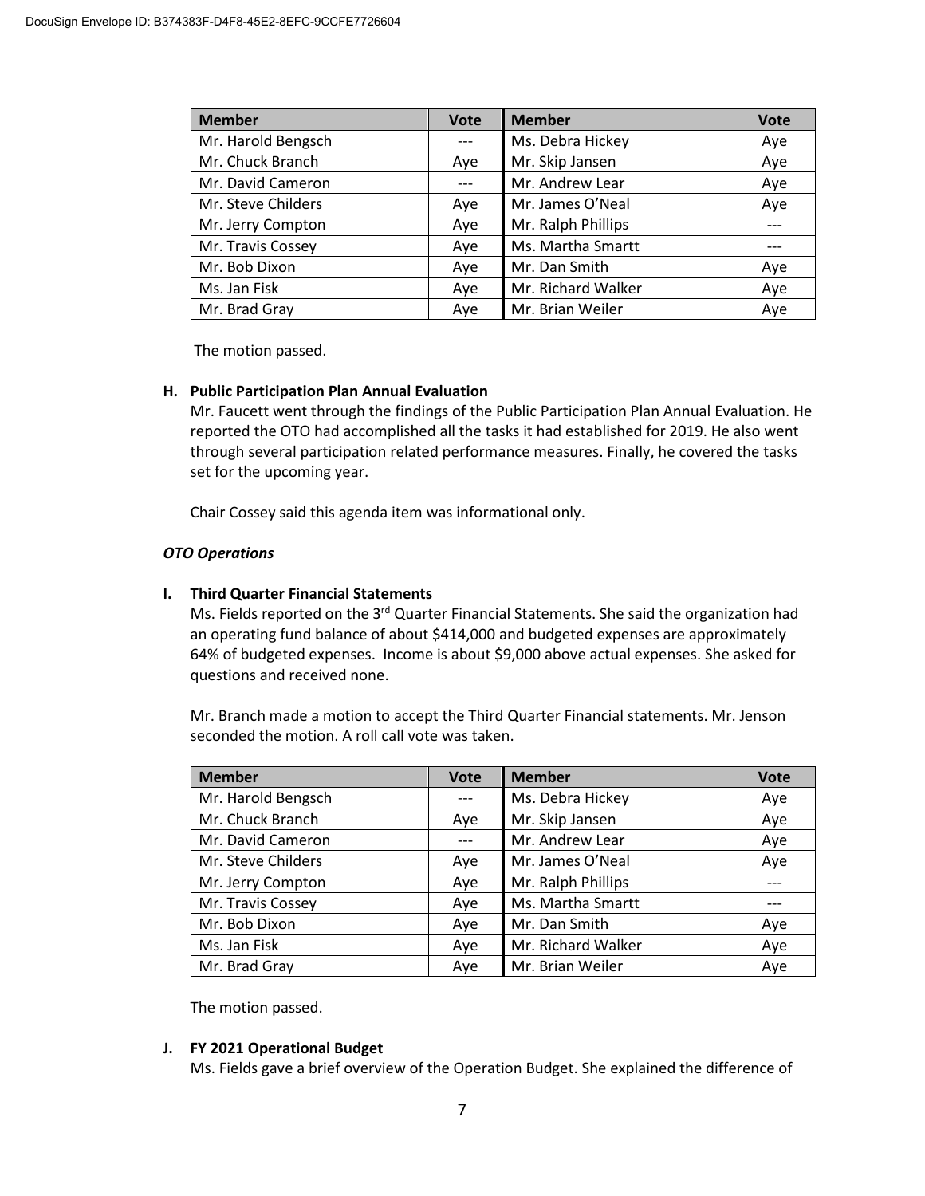| Member | Vote | Member | Vote |
|---|---|---|---|
| Mr. Harold Bengsch | --- | Ms. Debra Hickey | Aye |
| Mr. Chuck Branch | Aye | Mr. Skip Jansen | Aye |
| Mr. David Cameron | --- | Mr. Andrew Lear | Aye |
| Mr. Steve Childers | Aye | Mr. James O'Neal | Aye |
| Mr. Jerry Compton | Aye | Mr. Ralph Phillips | --- |
| Mr. Travis Cossey | Aye | Ms. Martha Smartt | --- |
| Mr. Bob Dixon | Aye | Mr. Dan Smith | Aye |
| Ms. Jan Fisk | Aye | Mr. Richard Walker | Aye |
| Mr. Brad Gray | Aye | Mr. Brian Weiler | Aye |

The motion passed.

**H. Public Participation Plan Annual Evaluation**

Mr. Faucett went through the findings of the Public Participation Plan Annual Evaluation. He reported the OTO had accomplished all the tasks it had established for 2019. He also went through several participation related performance measures. Finally, he covered the tasks set for the upcoming year.

Chair Cossey said this agenda item was informational only.

***OTO Operations***

**I. Third Quarter Financial Statements**

Ms. Fields reported on the 3rd Quarter Financial Statements. She said the organization had an operating fund balance of about $414,000 and budgeted expenses are approximately 64% of budgeted expenses. Income is about $9,000 above actual expenses. She asked for questions and received none.

Mr. Branch made a motion to accept the Third Quarter Financial statements. Mr. Jenson seconded the motion. A roll call vote was taken.

| Member | Vote | Member | Vote |
|---|---|---|---|
| Mr. Harold Bengsch | --- | Ms. Debra Hickey | Aye |
| Mr. Chuck Branch | Aye | Mr. Skip Jansen | Aye |
| Mr. David Cameron | --- | Mr. Andrew Lear | Aye |
| Mr. Steve Childers | Aye | Mr. James O'Neal | Aye |
| Mr. Jerry Compton | Aye | Mr. Ralph Phillips | --- |
| Mr. Travis Cossey | Aye | Ms. Martha Smartt | --- |
| Mr. Bob Dixon | Aye | Mr. Dan Smith | Aye |
| Ms. Jan Fisk | Aye | Mr. Richard Walker | Aye |
| Mr. Brad Gray | Aye | Mr. Brian Weiler | Aye |

The motion passed.

**J. FY 2021 Operational Budget**

Ms. Fields gave a brief overview of the Operation Budget. She explained the difference of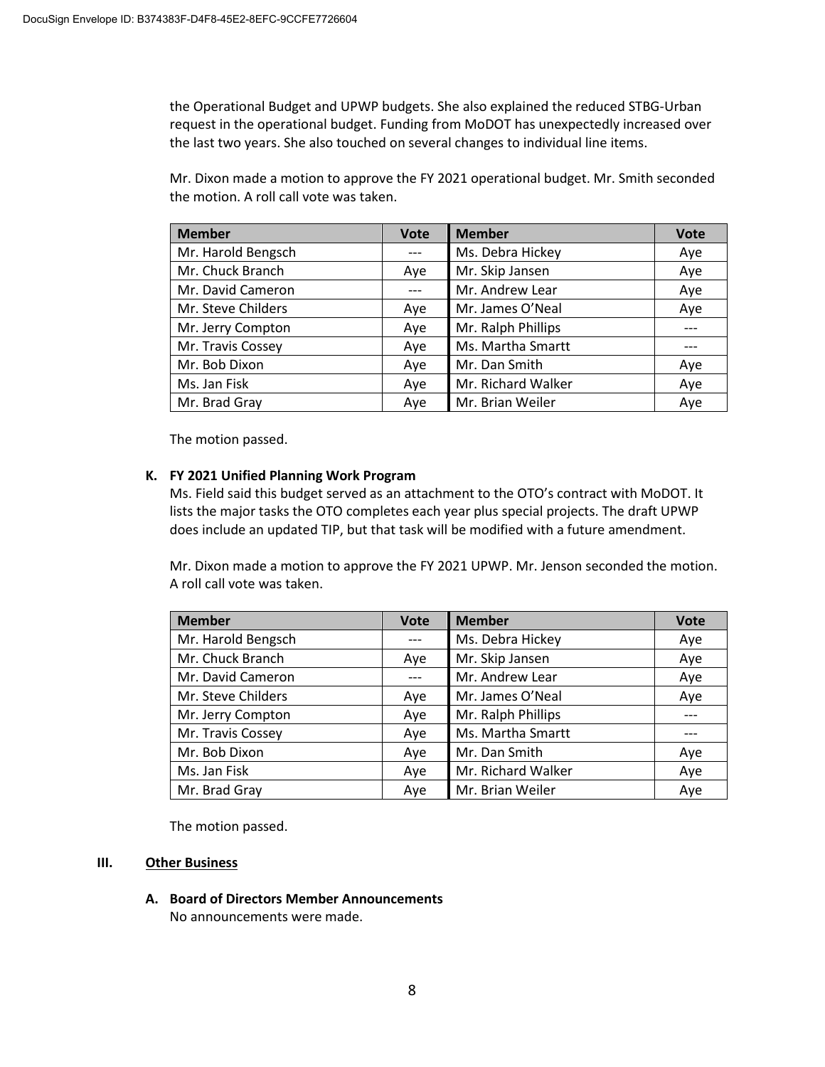the Operational Budget and UPWP budgets. She also explained the reduced STBG-Urban request in the operational budget. Funding from MoDOT has unexpectedly increased over the last two years. She also touched on several changes to individual line items.

Mr. Dixon made a motion to approve the FY 2021 operational budget. Mr. Smith seconded the motion. A roll call vote was taken.

| Member | Vote | Member | Vote |
|---|---|---|---|
| Mr. Harold Bengsch | --- | Ms. Debra Hickey | Aye |
| Mr. Chuck Branch | Aye | Mr. Skip Jansen | Aye |
| Mr. David Cameron | --- | Mr. Andrew Lear | Aye |
| Mr. Steve Childers | Aye | Mr. James O'Neal | Aye |
| Mr. Jerry Compton | Aye | Mr. Ralph Phillips | --- |
| Mr. Travis Cossey | Aye | Ms. Martha Smartt | --- |
| Mr. Bob Dixon | Aye | Mr. Dan Smith | Aye |
| Ms. Jan Fisk | Aye | Mr. Richard Walker | Aye |
| Mr. Brad Gray | Aye | Mr. Brian Weiler | Aye |

The motion passed.

**K. FY 2021 Unified Planning Work Program**

Ms. Field said this budget served as an attachment to the OTO's contract with MoDOT. It lists the major tasks the OTO completes each year plus special projects. The draft UPWP does include an updated TIP, but that task will be modified with a future amendment.

Mr. Dixon made a motion to approve the FY 2021 UPWP. Mr. Jenson seconded the motion. A roll call vote was taken.

| Member | Vote | Member | Vote |
|---|---|---|---|
| Mr. Harold Bengsch | --- | Ms. Debra Hickey | Aye |
| Mr. Chuck Branch | Aye | Mr. Skip Jansen | Aye |
| Mr. David Cameron | --- | Mr. Andrew Lear | Aye |
| Mr. Steve Childers | Aye | Mr. James O'Neal | Aye |
| Mr. Jerry Compton | Aye | Mr. Ralph Phillips | --- |
| Mr. Travis Cossey | Aye | Ms. Martha Smartt | --- |
| Mr. Bob Dixon | Aye | Mr. Dan Smith | Aye |
| Ms. Jan Fisk | Aye | Mr. Richard Walker | Aye |
| Mr. Brad Gray | Aye | Mr. Brian Weiler | Aye |

The motion passed.

## III. <u>Other Business</u>

**A. Board of Directors Member Announcements**

No announcements were made.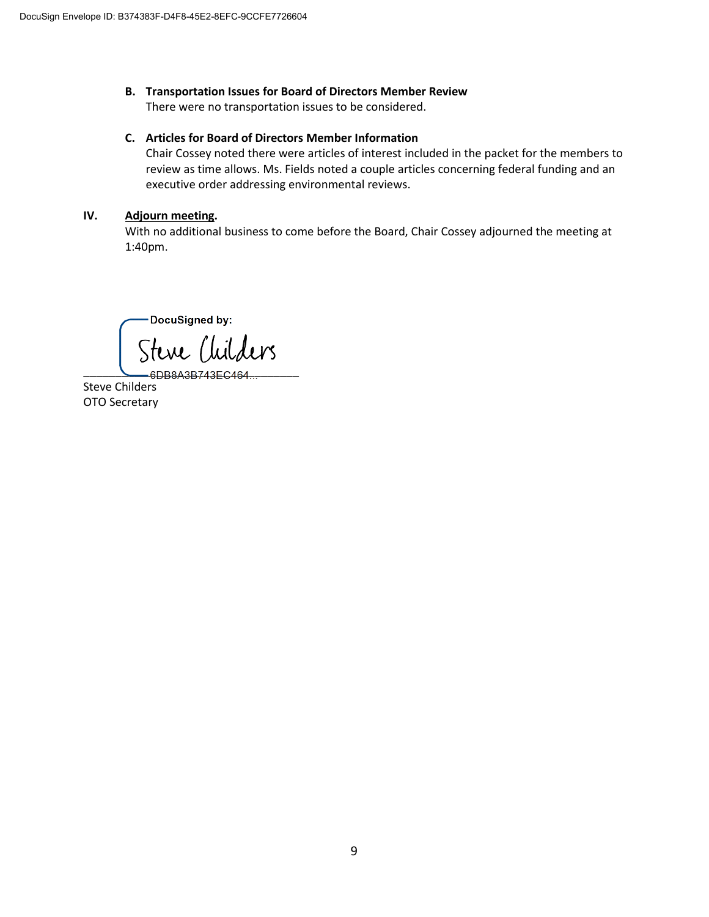**B. Transportation Issues for Board of Directors Member Review**

There were no transportation issues to be considered.

**C. Articles for Board of Directors Member Information**

Chair Cossey noted there were articles of interest included in the packet for the members to review as time allows. Ms. Fields noted a couple articles concerning federal funding and an executive order addressing environmental reviews.

**IV. Adjourn meeting.**

With no additional business to come before the Board, Chair Cossey adjourned the meeting at 1:40pm.

DocuSigned by:

Steve Childers

6DB8A3B743EC464...

Steve Childers
OTO Secretary